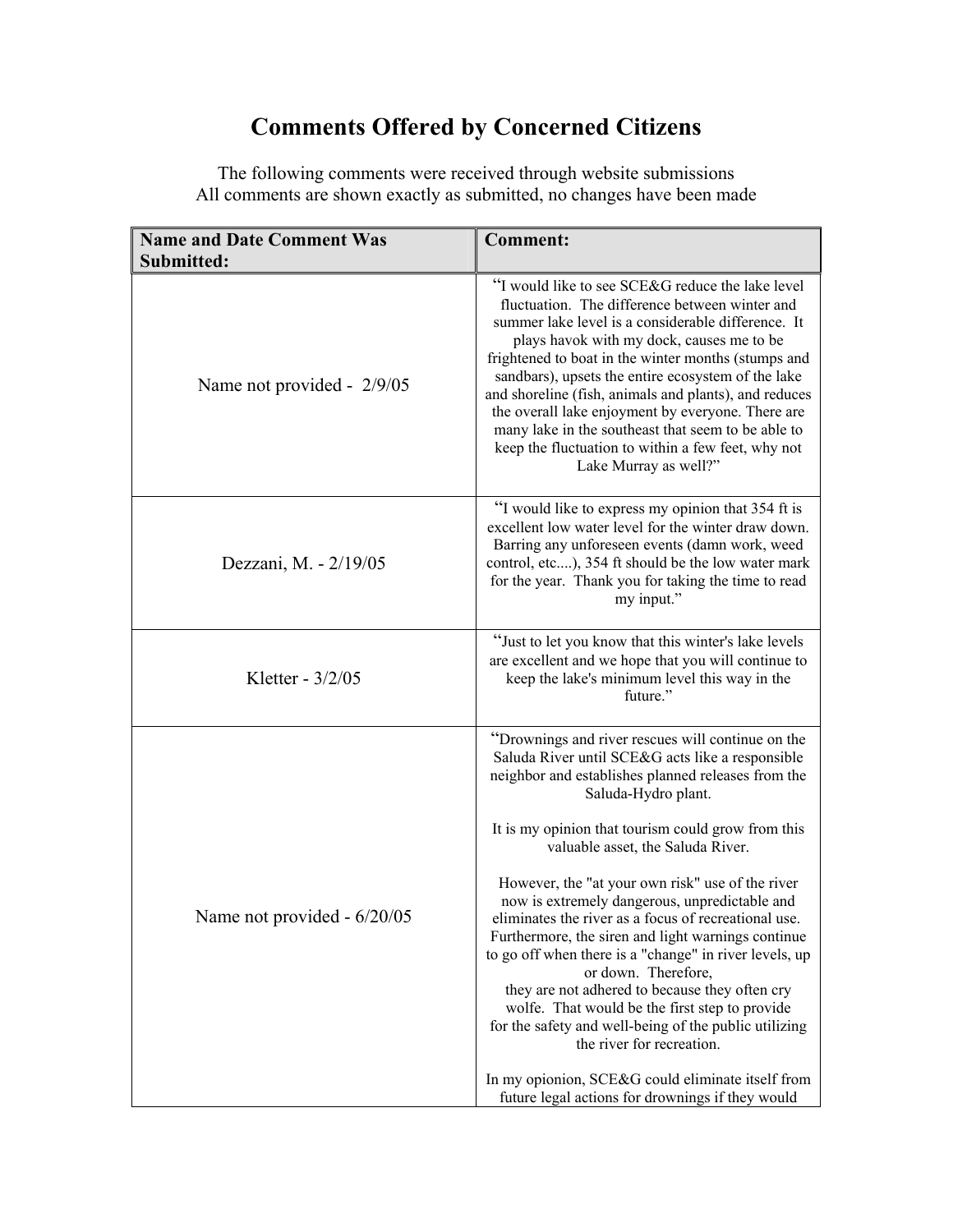# Comments Offered by Concerned Citizens

The following comments were received through website submissions
All comments are shown exactly as submitted, no changes have been made

| Name and Date Comment Was Submitted: | Comment: |
|---|---|
| Name not provided - 2/9/05 | "I would like to see SCE&G reduce the lake level fluctuation. The difference between winter and summer lake level is a considerable difference. It plays havok with my dock, causes me to be frightened to boat in the winter months (stumps and sandbars), upsets the entire ecosystem of the lake and shoreline (fish, animals and plants), and reduces the overall lake enjoyment by everyone. There are many lake in the southeast that seem to be able to keep the fluctuation to within a few feet, why not Lake Murray as well?" |
| Dezzani, M. - 2/19/05 | "I would like to express my opinion that 354 ft is excellent low water level for the winter draw down. Barring any unforeseen events (damn work, weed control, etc....), 354 ft should be the low water mark for the year. Thank you for taking the time to read my input." |
| Kletter - 3/2/05 | "Just to let you know that this winter's lake levels are excellent and we hope that you will continue to keep the lake's minimum level this way in the future." |
| Name not provided - 6/20/05 | "Drownings and river rescues will continue on the Saluda River until SCE&G acts like a responsible neighbor and establishes planned releases from the Saluda-Hydro plant.<br><br>It is my opinion that tourism could grow from this valuable asset, the Saluda River.<br><br>However, the "at your own risk" use of the river now is extremely dangerous, unpredictable and eliminates the river as a focus of recreational use. Furthermore, the siren and light warnings continue to go off when there is a "change" in river levels, up or down. Therefore, they are not adhered to because they often cry wolfe. That would be the first step to provide for the safety and well-being of the public utilizing the river for recreation.<br><br>In my opionion, SCE&G could eliminate itself from future legal actions for drownings if they would |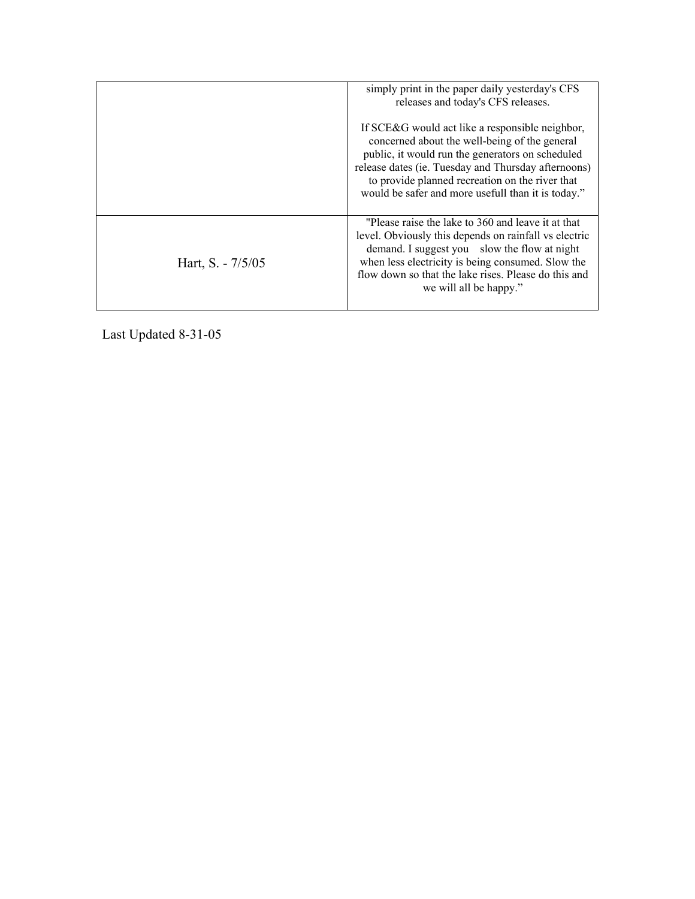| | |
|---|---|
| | simply print in the paper daily yesterday's CFS releases and today's CFS releases.<br><br>If SCE&G would act like a responsible neighbor, concerned about the well-being of the general public, it would run the generators on scheduled release dates (ie. Tuesday and Thursday afternoons) to provide planned recreation on the river that would be safer and more usefull than it is today.” |
| Hart, S. - 7/5/05 | "Please raise the lake to 360 and leave it at that level. Obviously this depends on rainfall vs electric demand. I suggest you slow the flow at night when less electricity is being consumed. Slow the flow down so that the lake rises. Please do this and we will all be happy.” |

Last Updated 8-31-05